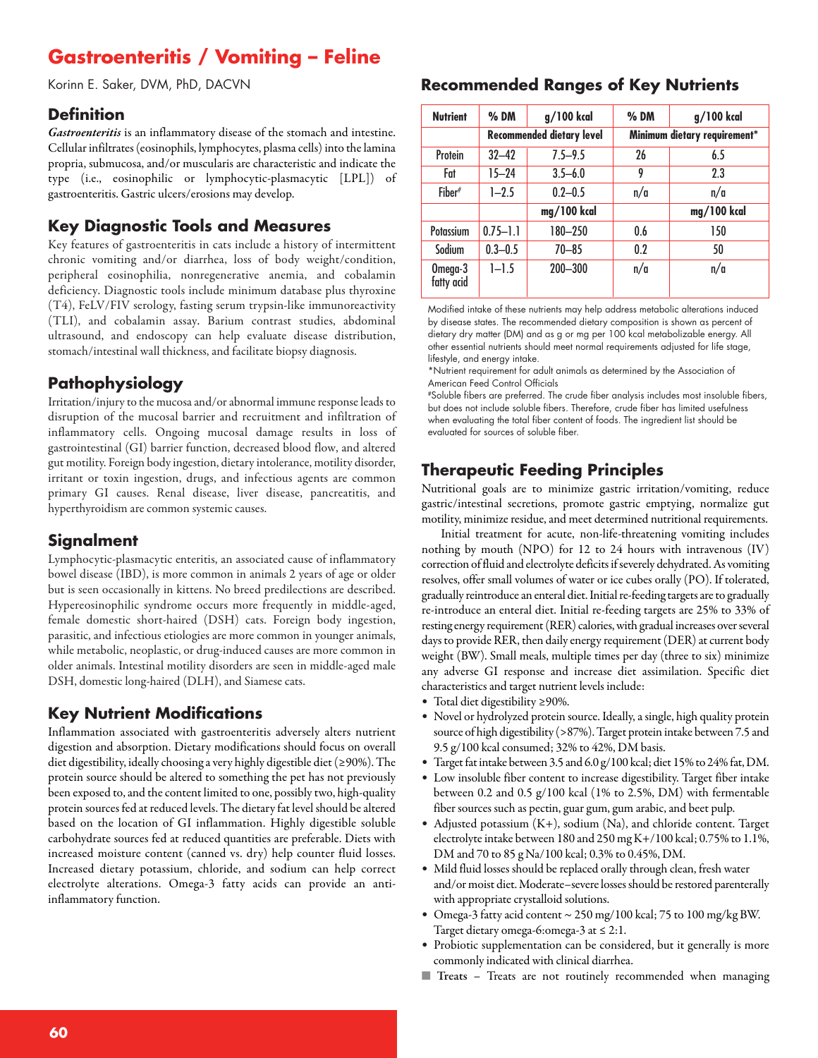# Gastroenteritis / Vomiting – Feline

Korinn E. Saker, DVM, PhD, DACVN

## Definition

***Gastroenteritis*** is an inflammatory disease of the stomach and intestine. Cellular infiltrates (eosinophils, lymphocytes, plasma cells) into the lamina propria, submucosa, and/or muscularis are characteristic and indicate the type (i.e., eosinophilic or lymphocytic-plasmacytic [LPL]) of gastroenteritis. Gastric ulcers/erosions may develop.

## Key Diagnostic Tools and Measures

Key features of gastroenteritis in cats include a history of intermittent chronic vomiting and/or diarrhea, loss of body weight/condition, peripheral eosinophilia, nonregenerative anemia, and cobalamin deficiency. Diagnostic tools include minimum database plus thyroxine (T4), FeLV/FIV serology, fasting serum trypsin-like immunoreactivity (TLI), and cobalamin assay. Barium contrast studies, abdominal ultrasound, and endoscopy can help evaluate disease distribution, stomach/intestinal wall thickness, and facilitate biopsy diagnosis.

## Pathophysiology

Irritation/injury to the mucosa and/or abnormal immune response leads to disruption of the mucosal barrier and recruitment and infiltration of inflammatory cells. Ongoing mucosal damage results in loss of gastrointestinal (GI) barrier function, decreased blood flow, and altered gut motility. Foreign body ingestion, dietary intolerance, motility disorder, irritant or toxin ingestion, drugs, and infectious agents are common primary GI causes. Renal disease, liver disease, pancreatitis, and hyperthyroidism are common systemic causes.

## Signalment

Lymphocytic-plasmacytic enteritis, an associated cause of inflammatory bowel disease (IBD), is more common in animals 2 years of age or older but is seen occasionally in kittens. No breed predilections are described. Hypereosinophilic syndrome occurs more frequently in middle-aged, female domestic short-haired (DSH) cats. Foreign body ingestion, parasitic, and infectious etiologies are more common in younger animals, while metabolic, neoplastic, or drug-induced causes are more common in older animals. Intestinal motility disorders are seen in middle-aged male DSH, domestic long-haired (DLH), and Siamese cats.

## Key Nutrient Modifications

Inflammation associated with gastroenteritis adversely alters nutrient digestion and absorption. Dietary modifications should focus on overall diet digestibility, ideally choosing a very highly digestible diet (≥90%). The protein source should be altered to something the pet has not previously been exposed to, and the content limited to one, possibly two, high-quality protein sources fed at reduced levels. The dietary fat level should be altered based on the location of GI inflammation. Highly digestible soluble carbohydrate sources fed at reduced quantities are preferable. Diets with increased moisture content (canned vs. dry) help counter fluid losses. Increased dietary potassium, chloride, and sodium can help correct electrolyte alterations. Omega-3 fatty acids can provide an anti-inflammatory function.

## Recommended Ranges of Key Nutrients

| Nutrient | % DM | g/100 kcal | % DM | g/100 kcal |
|---|---|---|---|---|
| | Recommended dietary level | | Minimum dietary requirement* | |
| Protein | 32–42 | 7.5–9.5 | 26 | 6.5 |
| Fat | 15–24 | 3.5–6.0 | 9 | 2.3 |
| Fiber# | 1–2.5 | 0.2–0.5 | n/a | n/a |
| | | mg/100 kcal | | mg/100 kcal |
| Potassium | 0.75–1.1 | 180–250 | 0.6 | 150 |
| Sodium | 0.3–0.5 | 70–85 | 0.2 | 50 |
| Omega-3 fatty acid | 1–1.5 | 200–300 | n/a | n/a |

Modified intake of these nutrients may help address metabolic alterations induced by disease states. The recommended dietary composition is shown as percent of dietary dry matter (DM) and as g or mg per 100 kcal metabolizable energy. All other essential nutrients should meet normal requirements adjusted for life stage, lifestyle, and energy intake.

*Nutrient requirement for adult animals as determined by the Association of American Feed Control Officials

#Soluble fibers are preferred. The crude fiber analysis includes most insoluble fibers, but does not include soluble fibers. Therefore, crude fiber has limited usefulness when evaluating the total fiber content of foods. The ingredient list should be evaluated for sources of soluble fiber.

## Therapeutic Feeding Principles

Nutritional goals are to minimize gastric irritation/vomiting, reduce gastric/intestinal secretions, promote gastric emptying, normalize gut motility, minimize residue, and meet determined nutritional requirements.

Initial treatment for acute, non-life-threatening vomiting includes nothing by mouth (NPO) for 12 to 24 hours with intravenous (IV) correction of fluid and electrolyte deficits if severely dehydrated. As vomiting resolves, offer small volumes of water or ice cubes orally (PO). If tolerated, gradually reintroduce an enteral diet. Initial re-feeding targets are to gradually re-introduce an enteral diet. Initial re-feeding targets are 25% to 33% of resting energy requirement (RER) calories, with gradual increases over several days to provide RER, then daily energy requirement (DER) at current body weight (BW). Small meals, multiple times per day (three to six) minimize any adverse GI response and increase diet assimilation. Specific diet characteristics and target nutrient levels include:

- Total diet digestibility ≥90%.
- Novel or hydrolyzed protein source. Ideally, a single, high quality protein source of high digestibility (>87%). Target protein intake between 7.5 and 9.5 g/100 kcal consumed; 32% to 42%, DM basis.
- Target fat intake between 3.5 and 6.0 g/100 kcal; diet 15% to 24% fat, DM.
- Low insoluble fiber content to increase digestibility. Target fiber intake between 0.2 and 0.5 g/100 kcal (1% to 2.5%, DM) with fermentable fiber sources such as pectin, guar gum, gum arabic, and beet pulp.
- Adjusted potassium ($K^+$), sodium (Na), and chloride content. Target electrolyte intake between 180 and 250 mg $K^+$/100 kcal; 0.75% to 1.1%, DM and 70 to 85 g Na/100 kcal; 0.3% to 0.45%, DM.
- Mild fluid losses should be replaced orally through clean, fresh water and/or moist diet. Moderate–severe losses should be restored parenterally with appropriate crystalloid solutions.
- Omega-3 fatty acid content ~ 250 mg/100 kcal; 75 to 100 mg/kg BW. Target dietary omega-6:omega-3 at ≤ 2:1.
- Probiotic supplementation can be considered, but it generally is more commonly indicated with clinical diarrhea.

■ **Treats** – Treats are not routinely recommended when managing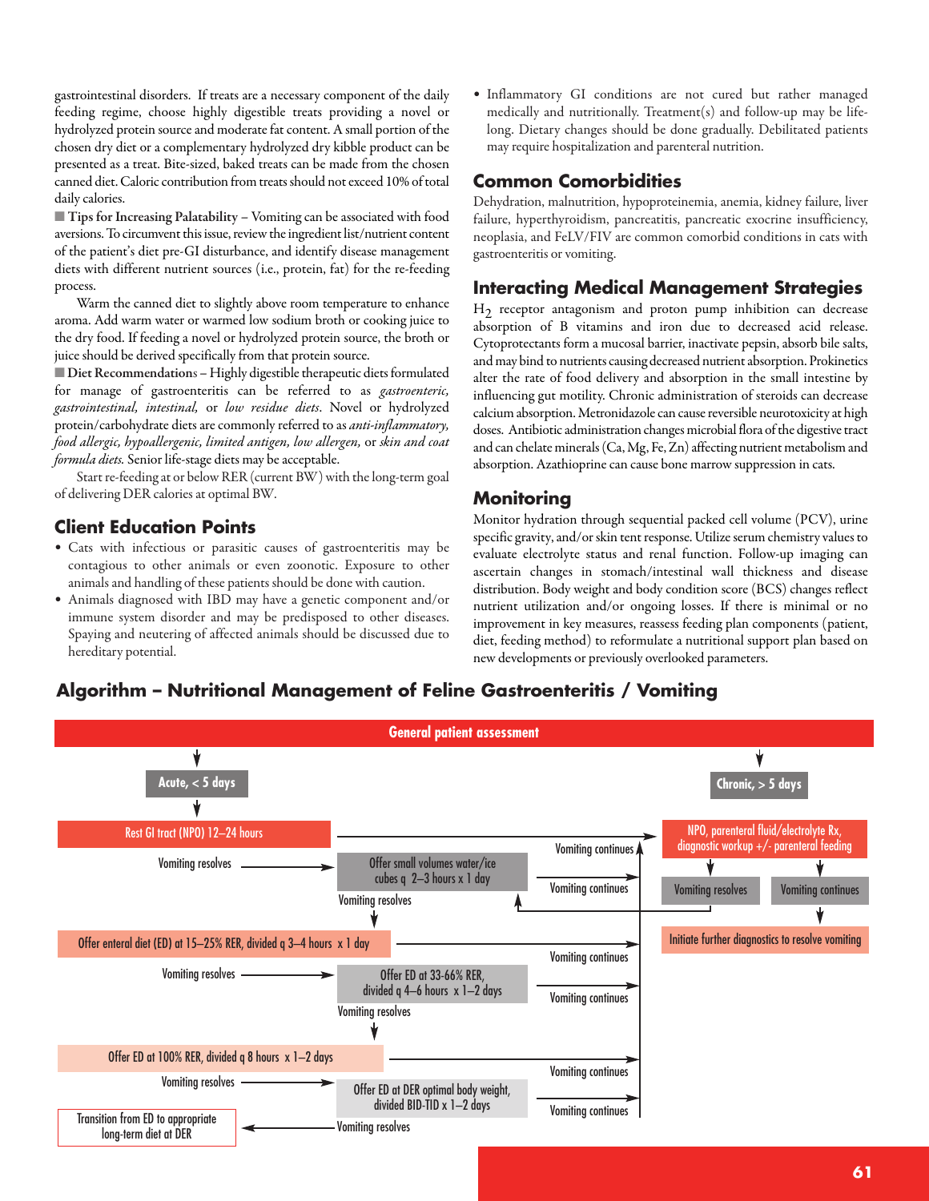gastrointestinal disorders. If treats are a necessary component of the daily feeding regime, choose highly digestible treats providing a novel or hydrolyzed protein source and moderate fat content. A small portion of the chosen dry diet or a complementary hydrolyzed dry kibble product can be presented as a treat. Bite-sized, baked treats can be made from the chosen canned diet. Caloric contribution from treats should not exceed 10% of total daily calories.

■ **Tips for Increasing Palatability** – Vomiting can be associated with food aversions. To circumvent this issue, review the ingredient list/nutrient content of the patient's diet pre-GI disturbance, and identify disease management diets with different nutrient sources (i.e., protein, fat) for the re-feeding process.

Warm the canned diet to slightly above room temperature to enhance aroma. Add warm water or warmed low sodium broth or cooking juice to the dry food. If feeding a novel or hydrolyzed protein source, the broth or juice should be derived specifically from that protein source.

■ **Diet Recommendations** – Highly digestible therapeutic diets formulated for manage of gastroenteritis can be referred to as *gastroenteric, gastrointestinal, intestinal,* or *low residue diets*. Novel or hydrolyzed protein/carbohydrate diets are commonly referred to as *anti-inflammatory, food allergic, hypoallergenic, limited antigen, low allergen,* or *skin and coat formula diets.* Senior life-stage diets may be acceptable.

Start re-feeding at or below RER (current BW) with the long-term goal of delivering DER calories at optimal BW.

## Client Education Points

- Cats with infectious or parasitic causes of gastroenteritis may be contagious to other animals or even zoonotic. Exposure to other animals and handling of these patients should be done with caution.
- Animals diagnosed with IBD may have a genetic component and/or immune system disorder and may be predisposed to other diseases. Spaying and neutering of affected animals should be discussed due to hereditary potential.
- Inflammatory GI conditions are not cured but rather managed medically and nutritionally. Treatment(s) and follow-up may be life-long. Dietary changes should be done gradually. Debilitated patients may require hospitalization and parenteral nutrition.

## Common Comorbidities

Dehydration, malnutrition, hypoproteinemia, anemia, kidney failure, liver failure, hyperthyroidism, pancreatitis, pancreatic exocrine insufficiency, neoplasia, and FeLV/FIV are common comorbid conditions in cats with gastroenteritis or vomiting.

## Interacting Medical Management Strategies

$H_2$ receptor antagonism and proton pump inhibition can decrease absorption of B vitamins and iron due to decreased acid release. Cytoprotectants form a mucosal barrier, inactivate pepsin, absorb bile salts, and may bind to nutrients causing decreased nutrient absorption. Prokinetics alter the rate of food delivery and absorption in the small intestine by influencing gut motility. Chronic administration of steroids can decrease calcium absorption. Metronidazole can cause reversible neurotoxicity at high doses. Antibiotic administration changes microbial flora of the digestive tract and can chelate minerals (Ca, Mg, Fe, Zn) affecting nutrient metabolism and absorption. Azathioprine can cause bone marrow suppression in cats.

## Monitoring

Monitor hydration through sequential packed cell volume (PCV), urine specific gravity, and/or skin tent response. Utilize serum chemistry values to evaluate electrolyte status and renal function. Follow-up imaging can ascertain changes in stomach/intestinal wall thickness and disease distribution. Body weight and body condition score (BCS) changes reflect nutrient utilization and/or ongoing losses. If there is minimal or no improvement in key measures, reassess feeding plan components (patient, diet, feeding method) to reformulate a nutritional support plan based on new developments or previously overlooked parameters.

## Algorithm – Nutritional Management of Feline Gastroenteritis / Vomiting

General patient assessment

Acute, < 5 days

Rest GI tract (NPO) 12–24 hours

Vomiting resolves

Offer small volumes water/ice cubes q 2–3 hours x 1 day

Vomiting resolves

Offer enteral diet (ED) at 15–25% RER, divided q 3–4 hours x 1 day

Vomiting resolves

Offer ED at 33-66% RER, divided q 4–6 hours x 1–2 days

Vomiting resolves

Offer ED at 100% RER, divided q 8 hours x 1–2 days

Vomiting resolves

Offer ED at DER optimal body weight, divided BID-TID x 1–2 days

Vomiting resolves

Transition from ED to appropriate long-term diet at DER

Vomiting continues

Chronic, > 5 days

NPO, parenteral fluid/electrolyte Rx, diagnostic workup +/- parenteral feeding

Vomiting resolves

Vomiting continues

Initiate further diagnostics to resolve vomiting